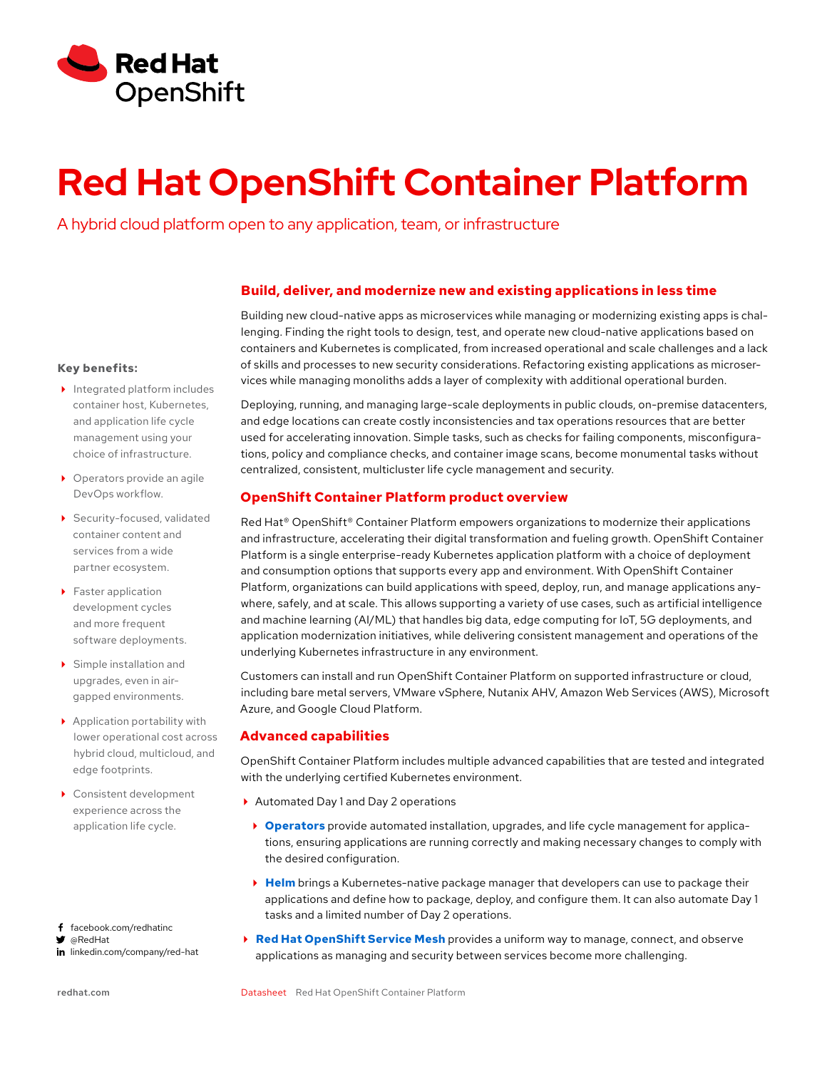# Red Hat OpenShift Container Platform

A hybrid cloud platform open to any application, team, or infrastructure

**Key benefits:**

- Integrated platform includes container host, Kubernetes, and application life cycle management using your choice of infrastructure.
- Operators provide an agile DevOps workflow.
- Security-focused, validated container content and services from a wide partner ecosystem.
- Faster application development cycles and more frequent software deployments.
- Simple installation and upgrades, even in air-gapped environments.
- Application portability with lower operational cost across hybrid cloud, multicloud, and edge footprints.
- Consistent development experience across the application life cycle.

facebook.com/redhatinc
@RedHat
linkedin.com/company/red-hat

## Build, deliver, and modernize new and existing applications in less time

Building new cloud-native apps as microservices while managing or modernizing existing apps is challenging. Finding the right tools to design, test, and operate new cloud-native applications based on containers and Kubernetes is complicated, from increased operational and scale challenges and a lack of skills and processes to new security considerations. Refactoring existing applications as microservices while managing monoliths adds a layer of complexity with additional operational burden.

Deploying, running, and managing large-scale deployments in public clouds, on-premise datacenters, and edge locations can create costly inconsistencies and tax operations resources that are better used for accelerating innovation. Simple tasks, such as checks for failing components, misconfigurations, policy and compliance checks, and container image scans, become monumental tasks without centralized, consistent, multicluster life cycle management and security.

## OpenShift Container Platform product overview

Red Hat® OpenShift® Container Platform empowers organizations to modernize their applications and infrastructure, accelerating their digital transformation and fueling growth. OpenShift Container Platform is a single enterprise-ready Kubernetes application platform with a choice of deployment and consumption options that supports every app and environment. With OpenShift Container Platform, organizations can build applications with speed, deploy, run, and manage applications anywhere, safely, and at scale. This allows supporting a variety of use cases, such as artificial intelligence and machine learning (AI/ML) that handles big data, edge computing for IoT, 5G deployments, and application modernization initiatives, while delivering consistent management and operations of the underlying Kubernetes infrastructure in any environment.

Customers can install and run OpenShift Container Platform on supported infrastructure or cloud, including bare metal servers, VMware vSphere, Nutanix AHV, Amazon Web Services (AWS), Microsoft Azure, and Google Cloud Platform.

## Advanced capabilities

OpenShift Container Platform includes multiple advanced capabilities that are tested and integrated with the underlying certified Kubernetes environment.

- Automated Day 1 and Day 2 operations
  - **Operators** provide automated installation, upgrades, and life cycle management for applications, ensuring applications are running correctly and making necessary changes to comply with the desired configuration.
  - **Helm** brings a Kubernetes-native package manager that developers can use to package their applications and define how to package, deploy, and configure them. It can also automate Day 1 tasks and a limited number of Day 2 operations.
- **Red Hat OpenShift Service Mesh** provides a uniform way to manage, connect, and observe applications as managing and security between services become more challenging.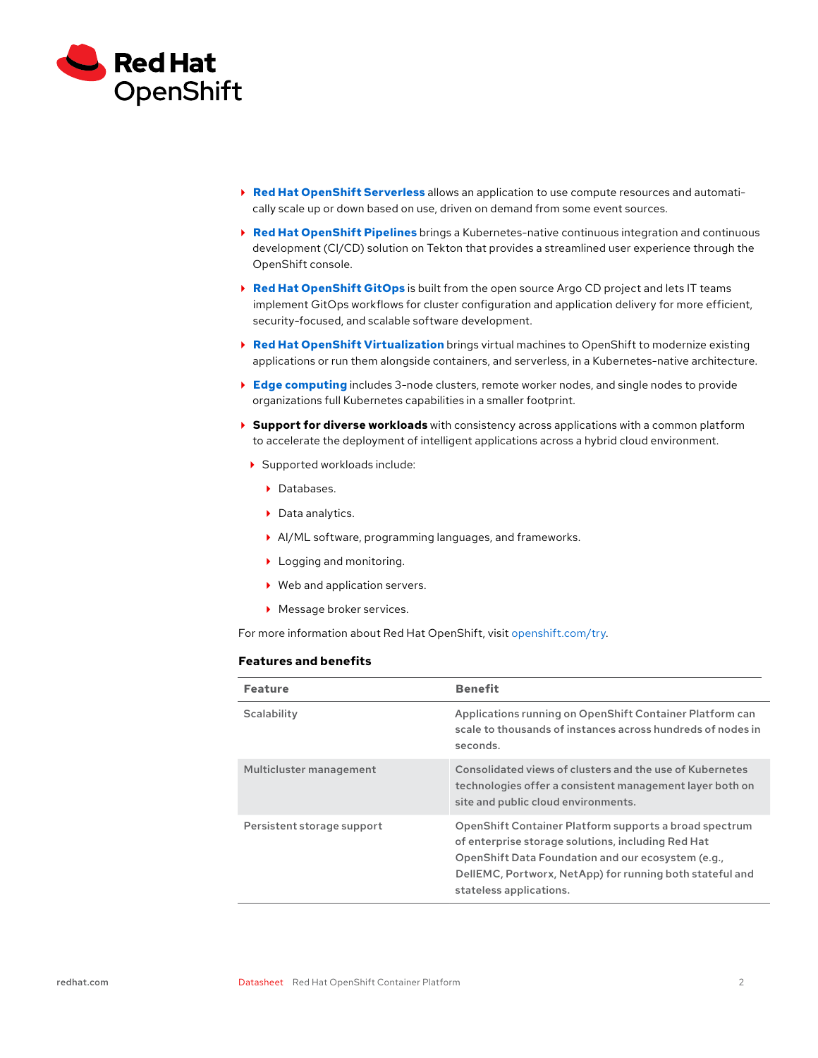- **Red Hat OpenShift Serverless** allows an application to use compute resources and automatically scale up or down based on use, driven on demand from some event sources.
- **Red Hat OpenShift Pipelines** brings a Kubernetes-native continuous integration and continuous development (CI/CD) solution on Tekton that provides a streamlined user experience through the OpenShift console.
- **Red Hat OpenShift GitOps** is built from the open source Argo CD project and lets IT teams implement GitOps workflows for cluster configuration and application delivery for more efficient, security-focused, and scalable software development.
- **Red Hat OpenShift Virtualization** brings virtual machines to OpenShift to modernize existing applications or run them alongside containers, and serverless, in a Kubernetes-native architecture.
- **Edge computing** includes 3-node clusters, remote worker nodes, and single nodes to provide organizations full Kubernetes capabilities in a smaller footprint.
- **Support for diverse workloads** with consistency across applications with a common platform to accelerate the deployment of intelligent applications across a hybrid cloud environment.
  - Supported workloads include:
    - Databases.
    - Data analytics.
    - AI/ML software, programming languages, and frameworks.
    - Logging and monitoring.
    - Web and application servers.
    - Message broker services.

For more information about Red Hat OpenShift, visit openshift.com/try.

### Features and benefits

| Feature | Benefit |
| --- | --- |
| Scalability | Applications running on OpenShift Container Platform can scale to thousands of instances across hundreds of nodes in seconds. |
| Multicluster management | Consolidated views of clusters and the use of Kubernetes technologies offer a consistent management layer both on site and public cloud environments. |
| Persistent storage support | OpenShift Container Platform supports a broad spectrum of enterprise storage solutions, including Red Hat OpenShift Data Foundation and our ecosystem (e.g., DellEMC, Portworx, NetApp) for running both stateful and stateless applications. |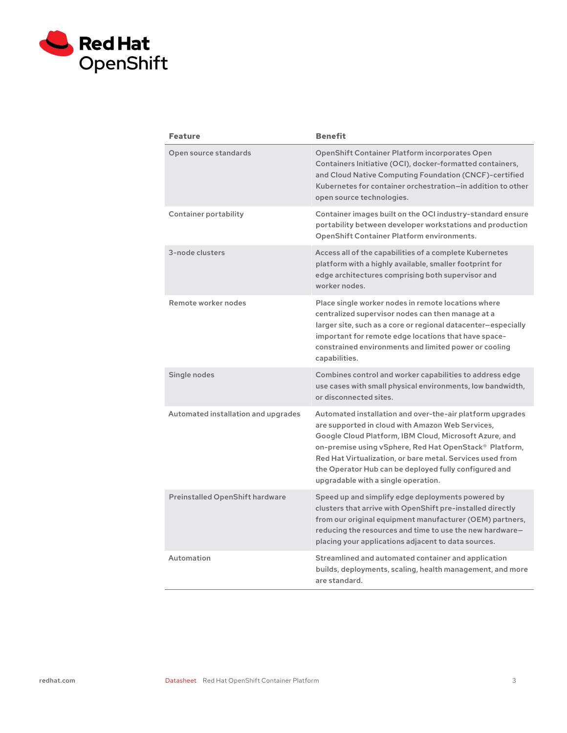| Feature | Benefit |
|---|---|
| Open source standards | OpenShift Container Platform incorporates Open Containers Initiative (OCI), docker-formatted containers, and Cloud Native Computing Foundation (CNCF)-certified Kubernetes for container orchestration—in addition to other open source technologies. |
| Container portability | Container images built on the OCI industry-standard ensure portability between developer workstations and production OpenShift Container Platform environments. |
| 3-node clusters | Access all of the capabilities of a complete Kubernetes platform with a highly available, smaller footprint for edge architectures comprising both supervisor and worker nodes. |
| Remote worker nodes | Place single worker nodes in remote locations where centralized supervisor nodes can then manage at a larger site, such as a core or regional datacenter—especially important for remote edge locations that have space-constrained environments and limited power or cooling capabilities. |
| Single nodes | Combines control and worker capabilities to address edge use cases with small physical environments, low bandwidth, or disconnected sites. |
| Automated installation and upgrades | Automated installation and over-the-air platform upgrades are supported in cloud with Amazon Web Services, Google Cloud Platform, IBM Cloud, Microsoft Azure, and on-premise using vSphere, Red Hat OpenStack® Platform, Red Hat Virtualization, or bare metal. Services used from the Operator Hub can be deployed fully configured and upgradable with a single operation. |
| Preinstalled OpenShift hardware | Speed up and simplify edge deployments powered by clusters that arrive with OpenShift pre-installed directly from our original equipment manufacturer (OEM) partners, reducing the resources and time to use the new hardware—placing your applications adjacent to data sources. |
| Automation | Streamlined and automated container and application builds, deployments, scaling, health management, and more are standard. |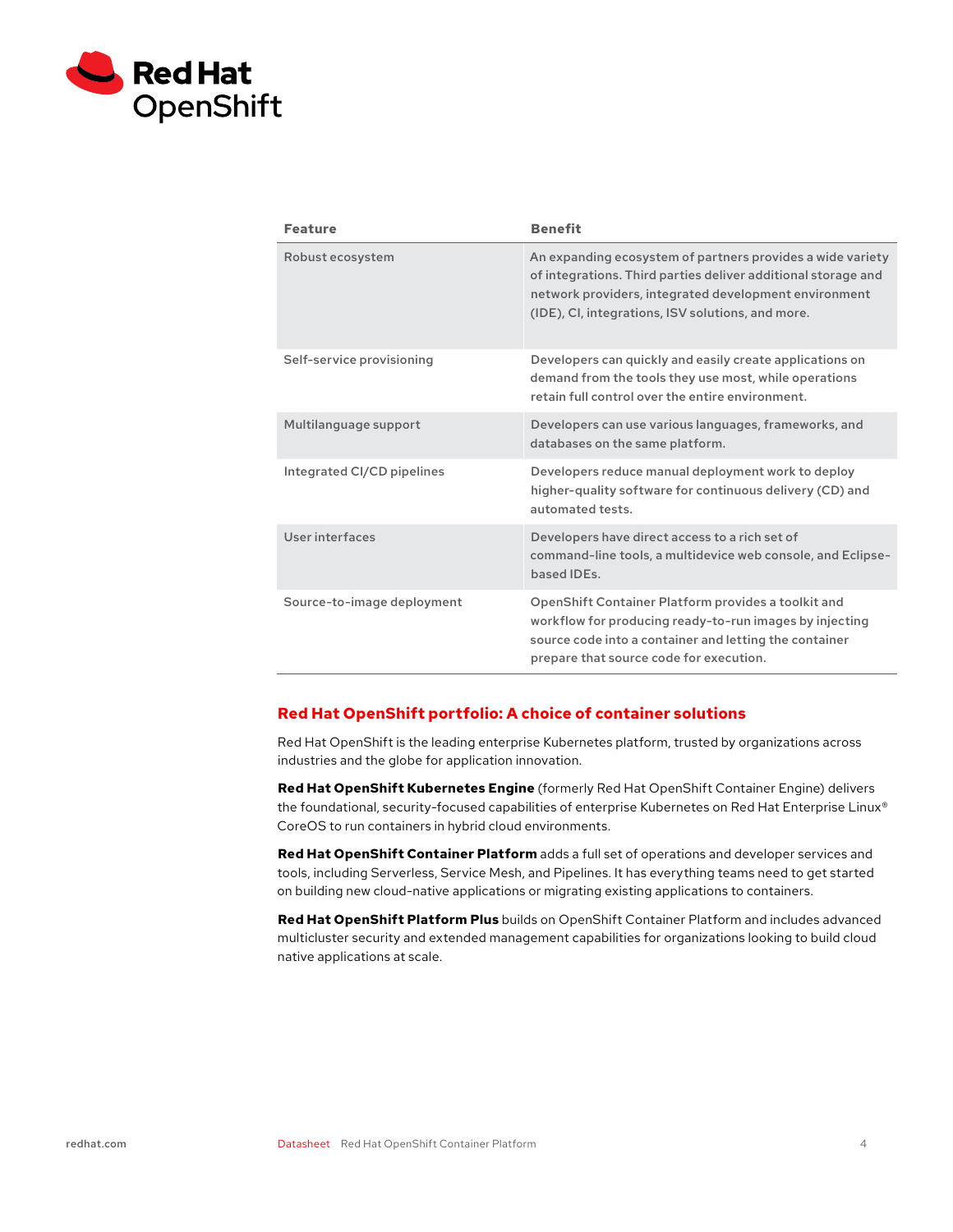| Feature | Benefit |
| --- | --- |
| Robust ecosystem | An expanding ecosystem of partners provides a wide variety of integrations. Third parties deliver additional storage and network providers, integrated development environment (IDE), CI, integrations, ISV solutions, and more. |
| Self-service provisioning | Developers can quickly and easily create applications on demand from the tools they use most, while operations retain full control over the entire environment. |
| Multilanguage support | Developers can use various languages, frameworks, and databases on the same platform. |
| Integrated CI/CD pipelines | Developers reduce manual deployment work to deploy higher-quality software for continuous delivery (CD) and automated tests. |
| User interfaces | Developers have direct access to a rich set of command-line tools, a multidevice web console, and Eclipse-based IDEs. |
| Source-to-image deployment | OpenShift Container Platform provides a toolkit and workflow for producing ready-to-run images by injecting source code into a container and letting the container prepare that source code for execution. |

## Red Hat OpenShift portfolio: A choice of container solutions

Red Hat OpenShift is the leading enterprise Kubernetes platform, trusted by organizations across industries and the globe for application innovation.

**Red Hat OpenShift Kubernetes Engine** (formerly Red Hat OpenShift Container Engine) delivers the foundational, security-focused capabilities of enterprise Kubernetes on Red Hat Enterprise Linux® CoreOS to run containers in hybrid cloud environments.

**Red Hat OpenShift Container Platform** adds a full set of operations and developer services and tools, including Serverless, Service Mesh, and Pipelines. It has everything teams need to get started on building new cloud-native applications or migrating existing applications to containers.

**Red Hat OpenShift Platform Plus** builds on OpenShift Container Platform and includes advanced multicluster security and extended management capabilities for organizations looking to build cloud native applications at scale.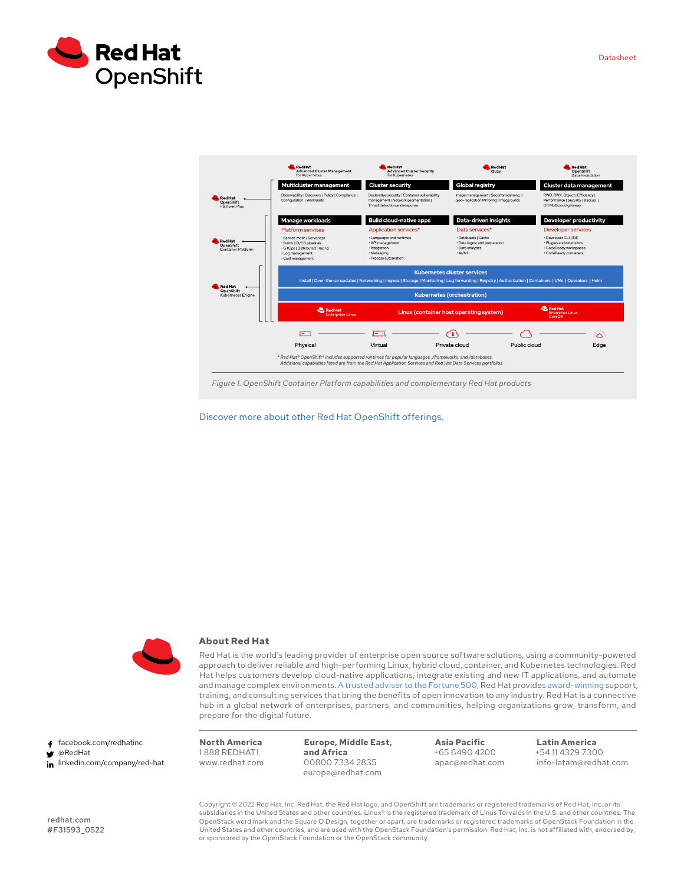Red Hat Advanced Cluster Management for Kubernetes

Red Hat Advanced Cluster Security for Kubernetes

Red Hat Quay

Red Hat OpenShift Data Foundation

Red Hat OpenShift Platform Plus

Red Hat OpenShift Container Platform

Red Hat OpenShift Kubernetes Engine

Multicluster management

Observability | Discovery | Policy | Compliance | Configuration | Workloads

Cluster security

Declarative security | Container vulnerability management | Network segmentation | Threat detection and response

Global registry

Image management | Security scanning | Geo-replication Mirroring | Image builds

Cluster data management

RWO, RWX, Object | Efficiency | Performance | Security | Backup | DR Multicloud gateway

Manage workloads

Platform services

- Service mesh | Serverless
- Builds | CI/CD pipelines
- GitOps | Distributed Tracing
- Log management
- Cost management

Build cloud-native apps

Application services*

- Languages and runtimes
- API management
- Integration
- Messaging
- Process automation

Data-driven insights

Data services*

- Databases | Cache
- Data ingest and preparation
- Data analytics
- AI/ML

Developer productivity

Developer services

- Developer CLI | IDE
- Plugins and extensions
- CodeReady workspaces
- CodeReady containers

Kubernetes cluster services

Install | Over-the-air updates | Networking | Ingress | Storage | Monitoring | Log forwarding | Registry | Authorization | Containers | VMs | Operators | Helm

Kubernetes (orchestration)

Red Hat Enterprise Linux

Linux (container host operating system)

Red Hat Enterprise Linux CoreOS

Physical

Virtual

Private cloud

Public cloud

Edge

*\* Red Hat® OpenShift® includes supported runtimes for popular languages, /frameworks, and /databases. Additional capabilities listed are from the Red Hat Application Services and Red Hat Data Services portfolios.*

*Figure 1. OpenShift Container Platform capabilities and complementary Red Hat products*

Discover more about other Red Hat OpenShift offerings.

## About Red Hat

Red Hat is the world's leading provider of enterprise open source software solutions, using a community-powered approach to deliver reliable and high-performing Linux, hybrid cloud, container, and Kubernetes technologies. Red Hat helps customers develop cloud-native applications, integrate existing and new IT applications, and automate and manage complex environments. A trusted adviser to the Fortune 500, Red Hat provides award-winning support, training, and consulting services that bring the benefits of open innovation to any industry. Red Hat is a connective hub in a global network of enterprises, partners, and communities, helping organizations grow, transform, and prepare for the digital future.

facebook.com/redhatinc
@RedHat
linkedin.com/company/red-hat

**North America**
1 888 REDHAT1
www.redhat.com

**Europe, Middle East, and Africa**
00800 7334 2835
europe@redhat.com

**Asia Pacific**
+65 6490 4200
apac@redhat.com

**Latin America**
+54 11 4329 7300
info-latam@redhat.com

redhat.com
#F31593_0522

Copyright © 2022 Red Hat, Inc. Red Hat, the Red Hat logo, and OpenShift are trademarks or registered trademarks of Red Hat, Inc. or its subsidiaries in the United States and other countries. Linux® is the registered trademark of Linus Torvalds in the U.S. and other countries. The OpenStack word mark and the Square O Design, together or apart, are trademarks or registered trademarks of OpenStack Foundation in the United States and other countries, and are used with the OpenStack Foundation's permission. Red Hat, Inc. is not affiliated with, endorsed by, or sponsored by the OpenStack Foundation or the OpenStack community.